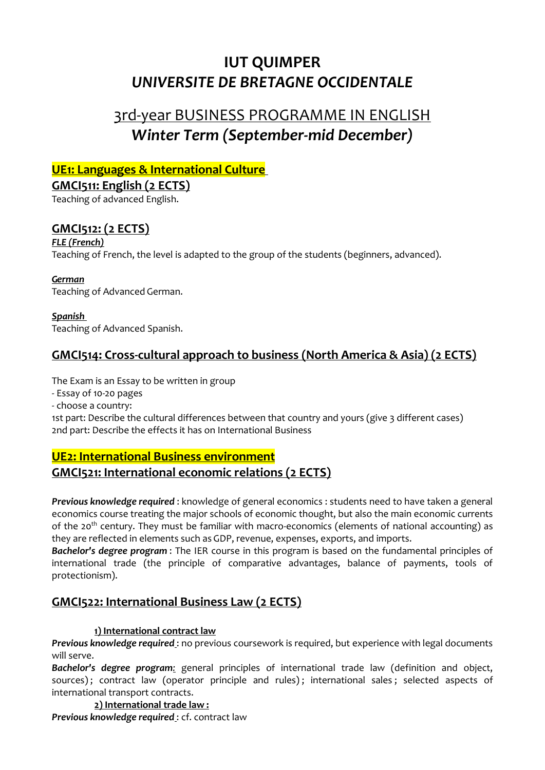# IUT QUIMPER

# *UNIVERSITE DE BRETAGNE OCCIDENTALE*

## 3rd-year BUSINESS PROGRAMME IN ENGLISH

## *Winter Term (September-mid December)*

### UE1: Languages & International Culture

### GMCI511: English (2 ECTS)

Teaching of advanced English.

### GMCI512: (2 ECTS)

***FLE (French)***

Teaching of French, the level is adapted to the group of the students (beginners, advanced).

***German***

Teaching of Advanced German.

***Spanish***

Teaching of Advanced Spanish.

### GMCI514: Cross-cultural approach to business (North America & Asia) (2 ECTS)

The Exam is an Essay to be written in group

- Essay of 10-20 pages
- choose a country:

1st part: Describe the cultural differences between that country and yours (give 3 different cases)

2nd part: Describe the effects it has on International Business

### UE2: International Business environment

### GMCI521: International economic relations (2 ECTS)

***Previous knowledge required*** : knowledge of general economics : students need to have taken a general economics course treating the major schools of economic thought, but also the main economic currents of the 20th century. They must be familiar with macro-economics (elements of national accounting) as they are reflected in elements such as GDP, revenue, expenses, exports, and imports.

***Bachelor's degree program*** : The IER course in this program is based on the fundamental principles of international trade (the principle of comparative advantages, balance of payments, tools of protectionism).

### GMCI522: International Business Law (2 ECTS)

**1) International contract law**

***Previous knowledge required*** : no previous coursework is required, but experience with legal documents will serve.

***Bachelor's degree program***: general principles of international trade law (definition and object, sources) ; contract law (operator principle and rules) ; international sales ; selected aspects of international transport contracts.

**2) International trade law :**

***Previous knowledge required*** : cf. contract law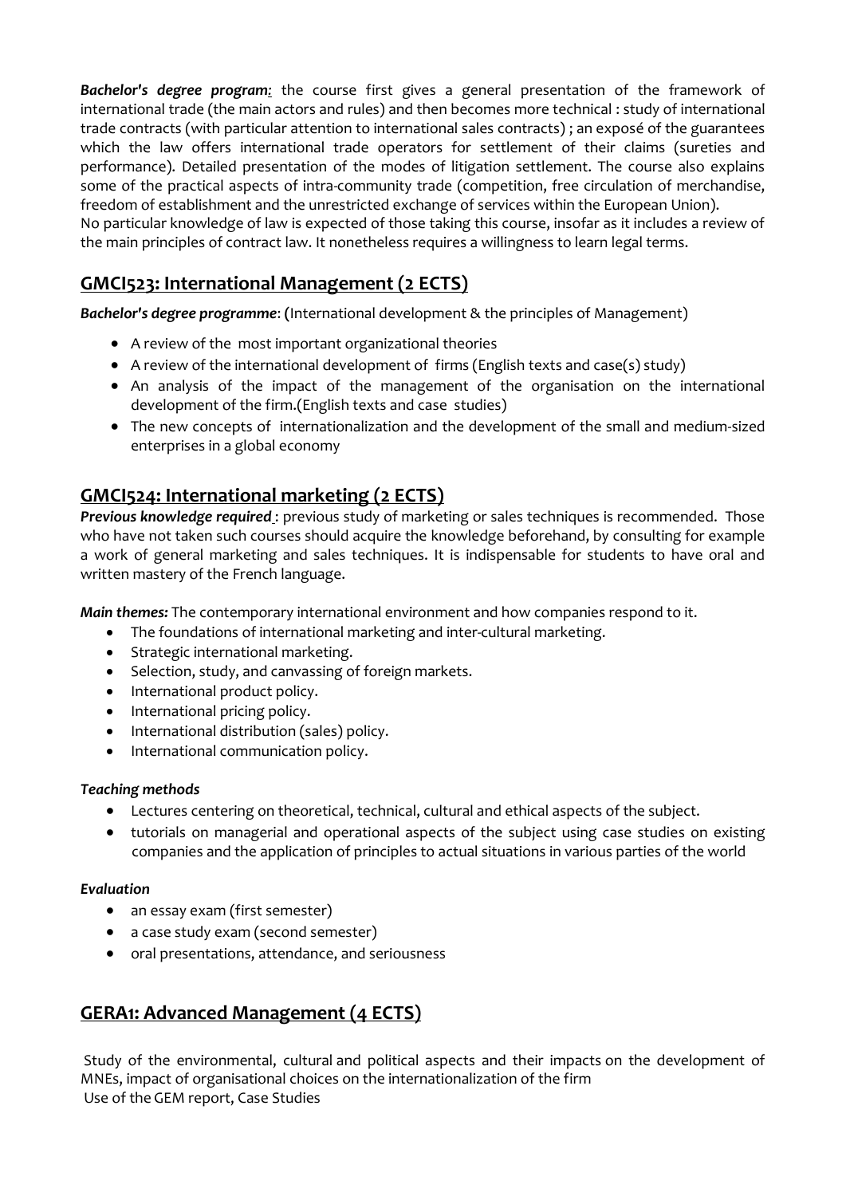***Bachelor's degree program:*** the course first gives a general presentation of the framework of international trade (the main actors and rules) and then becomes more technical : study of international trade contracts (with particular attention to international sales contracts) ; an exposé of the guarantees which the law offers international trade operators for settlement of their claims (sureties and performance). Detailed presentation of the modes of litigation settlement. The course also explains some of the practical aspects of intra-community trade (competition, free circulation of merchandise, freedom of establishment and the unrestricted exchange of services within the European Union).
No particular knowledge of law is expected of those taking this course, insofar as it includes a review of the main principles of contract law. It nonetheless requires a willingness to learn legal terms.

## GMCI523: International Management (2 ECTS)

***Bachelor's degree programme*:** (International development & the principles of Management)

- A review of the most important organizational theories
- A review of the international development of firms (English texts and case(s) study)
- An analysis of the impact of the management of the organisation on the international development of the firm.(English texts and case studies)
- The new concepts of internationalization and the development of the small and medium-sized enterprises in a global economy

## GMCI524: International marketing (2 ECTS)

***Previous knowledge required :*** previous study of marketing or sales techniques is recommended. Those who have not taken such courses should acquire the knowledge beforehand, by consulting for example a work of general marketing and sales techniques. It is indispensable for students to have oral and written mastery of the French language.

***Main themes:*** The contemporary international environment and how companies respond to it.

- The foundations of international marketing and inter-cultural marketing.
- Strategic international marketing.
- Selection, study, and canvassing of foreign markets.
- International product policy.
- International pricing policy.
- International distribution (sales) policy.
- International communication policy.

***Teaching methods***

- Lectures centering on theoretical, technical, cultural and ethical aspects of the subject.
- tutorials on managerial and operational aspects of the subject using case studies on existing companies and the application of principles to actual situations in various parties of the world

***Evaluation***

- an essay exam (first semester)
- a case study exam (second semester)
- oral presentations, attendance, and seriousness

## GERA1: Advanced Management (4 ECTS)

Study of the environmental, cultural and political aspects and their impacts on the development of MNEs, impact of organisational choices on the internationalization of the firm
Use of the GEM report, Case Studies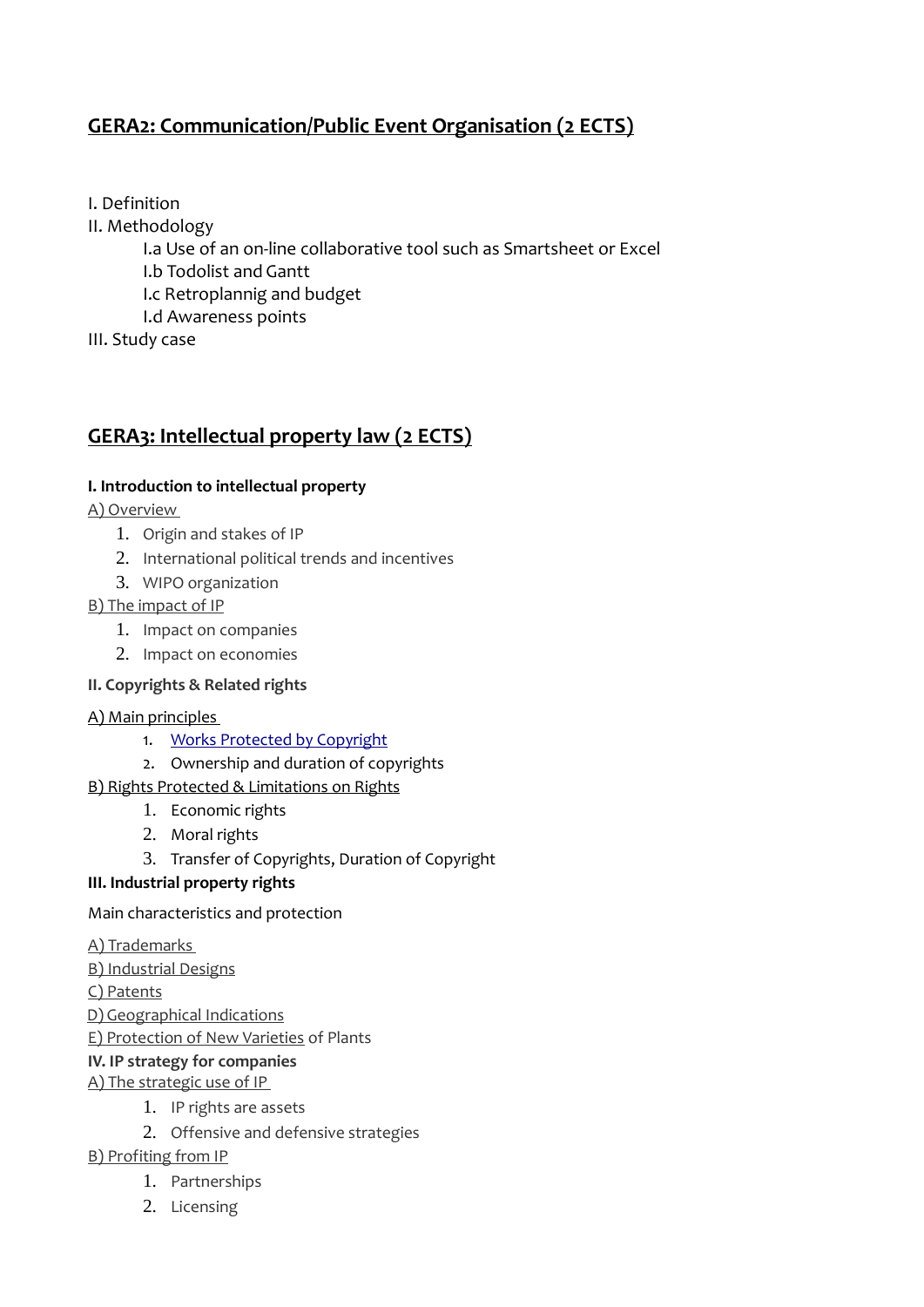## GERA2: Communication/Public Event Organisation (2 ECTS)

I. Definition

II. Methodology

- I.a Use of an on-line collaborative tool such as Smartsheet or Excel
- I.b Todolist and Gantt
- I.c Retroplannig and budget
- I.d Awareness points

III. Study case

## GERA3: Intellectual property law (2 ECTS)

**I. Introduction to intellectual property**

A) Overview

1. Origin and stakes of IP
2. International political trends and incentives
3. WIPO organization

B) The impact of IP

1. Impact on companies
2. Impact on economies

**II. Copyrights & Related rights**

A) Main principles

1. Works Protected by Copyright
2. Ownership and duration of copyrights

B) Rights Protected & Limitations on Rights

1. Economic rights
2. Moral rights
3. Transfer of Copyrights, Duration of Copyright

**III. Industrial property rights**

Main characteristics and protection

A) Trademarks

B) Industrial Designs

C) Patents

D) Geographical Indications

E) Protection of New Varieties of Plants

**IV. IP strategy for companies**

A) The strategic use of IP

1. IP rights are assets
2. Offensive and defensive strategies

B) Profiting from IP

1. Partnerships
2. Licensing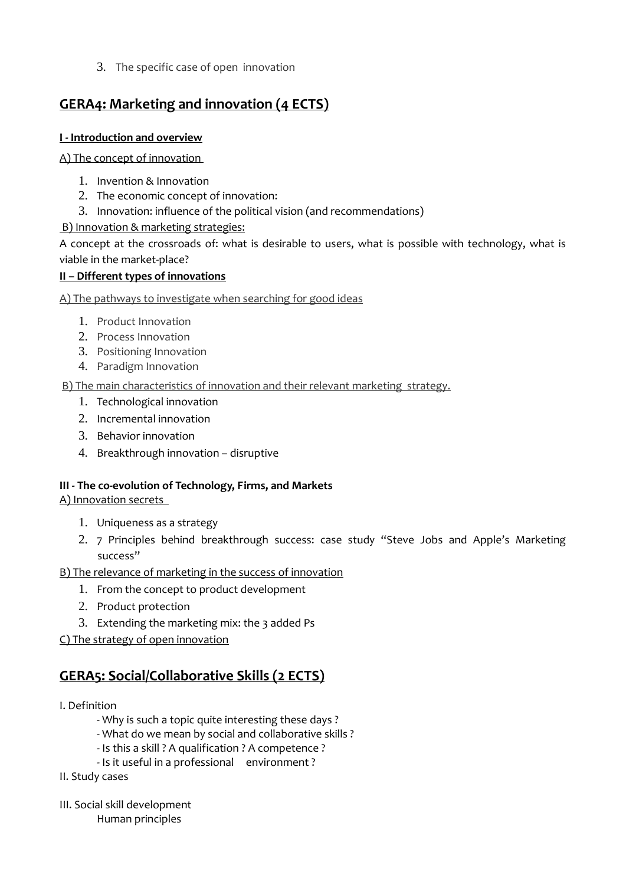3. The specific case of open innovation

## GERA4: Marketing and innovation (4 ECTS)

**I - Introduction and overview**

A) The concept of innovation

1. Invention & Innovation
2. The economic concept of innovation:
3. Innovation: influence of the political vision (and recommendations)

B) Innovation & marketing strategies:

A concept at the crossroads of: what is desirable to users, what is possible with technology, what is viable in the market-place?

**II – Different types of innovations**

A) The pathways to investigate when searching for good ideas

1. Product Innovation
2. Process Innovation
3. Positioning Innovation
4. Paradigm Innovation

B) The main characteristics of innovation and their relevant marketing strategy.

1. Technological innovation
2. Incremental innovation
3. Behavior innovation
4. Breakthrough innovation – disruptive

**III - The co-evolution of Technology, Firms, and Markets**

A) Innovation secrets

1. Uniqueness as a strategy
2. 7 Principles behind breakthrough success: case study "Steve Jobs and Apple's Marketing success"

B) The relevance of marketing in the success of innovation

1. From the concept to product development
2. Product protection
3. Extending the marketing mix: the 3 added Ps

C) The strategy of open innovation

## GERA5: Social/Collaborative Skills (2 ECTS)

I. Definition

- Why is such a topic quite interesting these days ?
- What do we mean by social and collaborative skills ?
- Is this a skill ? A qualification ? A competence ?
- Is it useful in a professional environment ?

II. Study cases

III. Social skill development

Human principles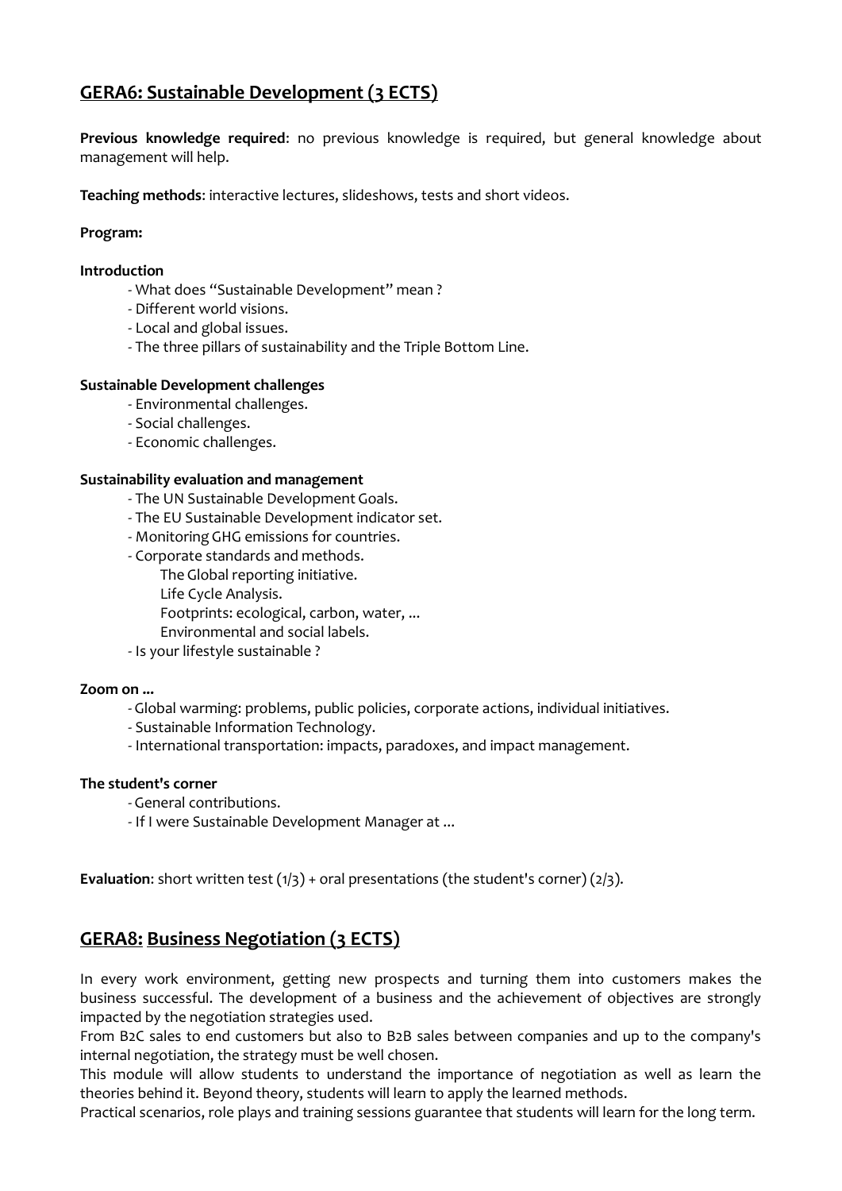## GERA6: Sustainable Development (3 ECTS)

**Previous knowledge required**: no previous knowledge is required, but general knowledge about management will help.

**Teaching methods**: interactive lectures, slideshows, tests and short videos.

**Program:**

**Introduction**

- What does "Sustainable Development" mean ?
- Different world visions.
- Local and global issues.
- The three pillars of sustainability and the Triple Bottom Line.

**Sustainable Development challenges**

- Environmental challenges.
- Social challenges.
- Economic challenges.

**Sustainability evaluation and management**

- The UN Sustainable Development Goals.
- The EU Sustainable Development indicator set.
- Monitoring GHG emissions for countries.
- Corporate standards and methods.
  - The Global reporting initiative.
  - Life Cycle Analysis.
  - Footprints: ecological, carbon, water, ...
  - Environmental and social labels.
- Is your lifestyle sustainable ?

**Zoom on ...**

- Global warming: problems, public policies, corporate actions, individual initiatives.
- Sustainable Information Technology.
- International transportation: impacts, paradoxes, and impact management.

**The student's corner**

- General contributions.
- If I were Sustainable Development Manager at ...

**Evaluation**: short written test (1/3) + oral presentations (the student's corner) (2/3).

## GERA8: Business Negotiation (3 ECTS)

In every work environment, getting new prospects and turning them into customers makes the business successful. The development of a business and the achievement of objectives are strongly impacted by the negotiation strategies used.

From B2C sales to end customers but also to B2B sales between companies and up to the company's internal negotiation, the strategy must be well chosen.

This module will allow students to understand the importance of negotiation as well as learn the theories behind it. Beyond theory, students will learn to apply the learned methods.

Practical scenarios, role plays and training sessions guarantee that students will learn for the long term.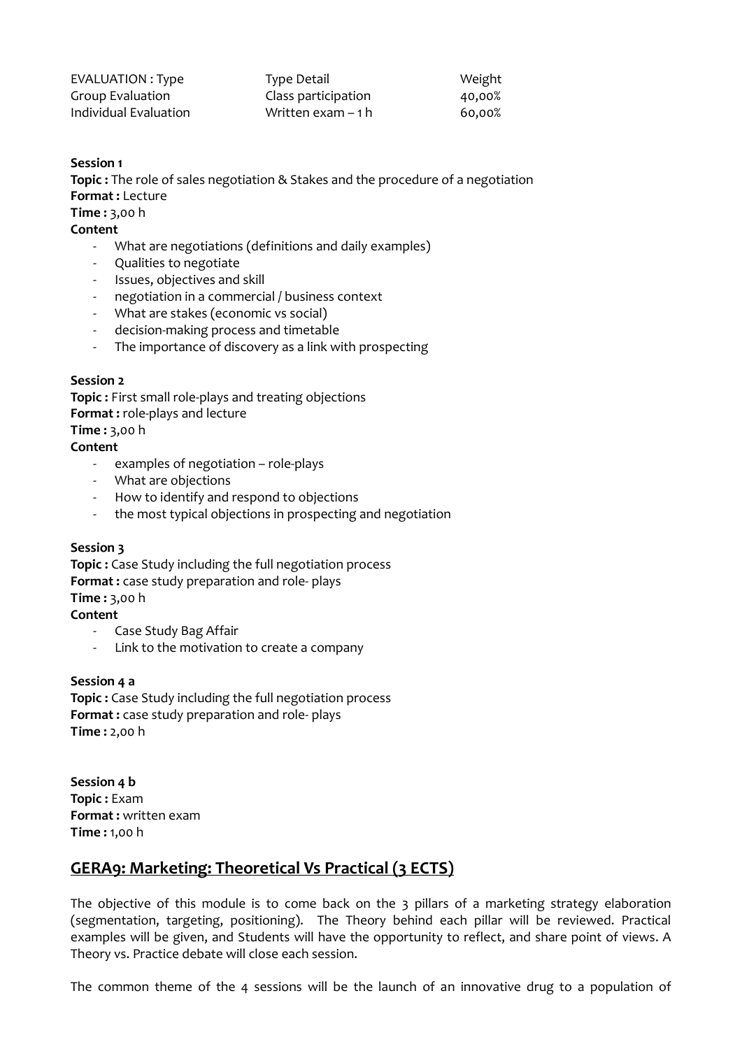| EVALUATION : Type | Type Detail | Weight |
|---|---|---|
| Group Evaluation | Class participation | 40,00% |
| Individual Evaluation | Written exam – 1 h | 60,00% |

**Session 1**
**Topic :** The role of sales negotiation & Stakes and the procedure of a negotiation
**Format :** Lecture
**Time :** 3,00 h
**Content**

- What are negotiations (definitions and daily examples)
- Qualities to negotiate
- Issues, objectives and skill
- negotiation in a commercial / business context
- What are stakes (economic vs social)
- decision-making process and timetable
- The importance of discovery as a link with prospecting

**Session 2**
**Topic :** First small role-plays and treating objections
**Format :** role-plays and lecture
**Time :** 3,00 h
**Content**

- examples of negotiation – role-plays
- What are objections
- How to identify and respond to objections
- the most typical objections in prospecting and negotiation

**Session 3**
**Topic :** Case Study including the full negotiation process
**Format :** case study preparation and role- plays
**Time :** 3,00 h
**Content**

- Case Study Bag Affair
- Link to the motivation to create a company

**Session 4 a**
**Topic :** Case Study including the full negotiation process
**Format :** case study preparation and role- plays
**Time :** 2,00 h

**Session 4 b**
**Topic :** Exam
**Format :** written exam
**Time :** 1,00 h

## GERA9: Marketing: Theoretical Vs Practical (3 ECTS)

The objective of this module is to come back on the 3 pillars of a marketing strategy elaboration (segmentation, targeting, positioning). The Theory behind each pillar will be reviewed. Practical examples will be given, and Students will have the opportunity to reflect, and share point of views. A Theory vs. Practice debate will close each session.

The common theme of the 4 sessions will be the launch of an innovative drug to a population of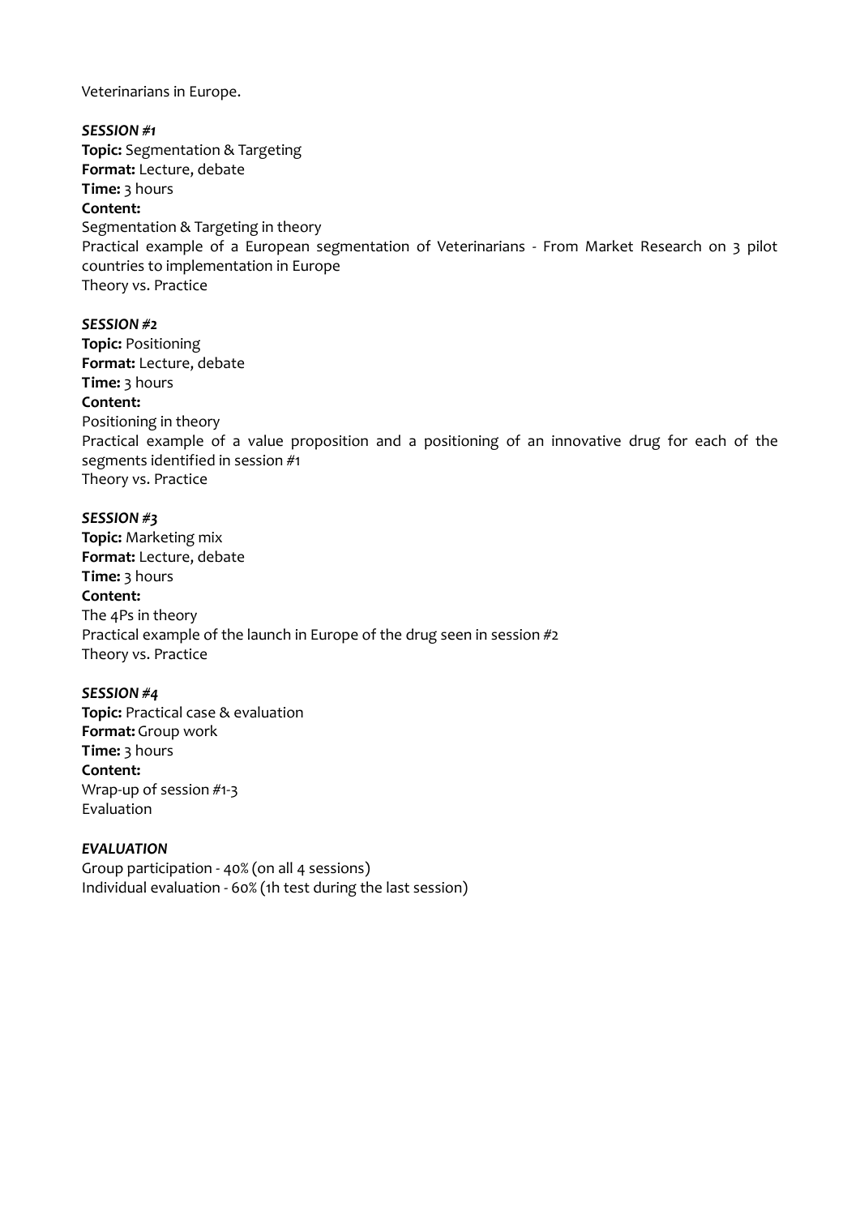Veterinarians in Europe.

***SESSION #1***

**Topic:** Segmentation & Targeting
**Format:** Lecture, debate
**Time:** 3 hours
**Content:**
Segmentation & Targeting in theory
Practical example of a European segmentation of Veterinarians - From Market Research on 3 pilot countries to implementation in Europe
Theory vs. Practice

***SESSION #2***

**Topic:** Positioning
**Format:** Lecture, debate
**Time:** 3 hours
**Content:**
Positioning in theory
Practical example of a value proposition and a positioning of an innovative drug for each of the segments identified in session #1
Theory vs. Practice

***SESSION #3***

**Topic:** Marketing mix
**Format:** Lecture, debate
**Time:** 3 hours
**Content:**
The 4Ps in theory
Practical example of the launch in Europe of the drug seen in session #2
Theory vs. Practice

***SESSION #4***

**Topic:** Practical case & evaluation
**Format:** Group work
**Time:** 3 hours
**Content:**
Wrap-up of session #1-3
Evaluation

***EVALUATION***

Group participation - 40% (on all 4 sessions)
Individual evaluation - 60% (1h test during the last session)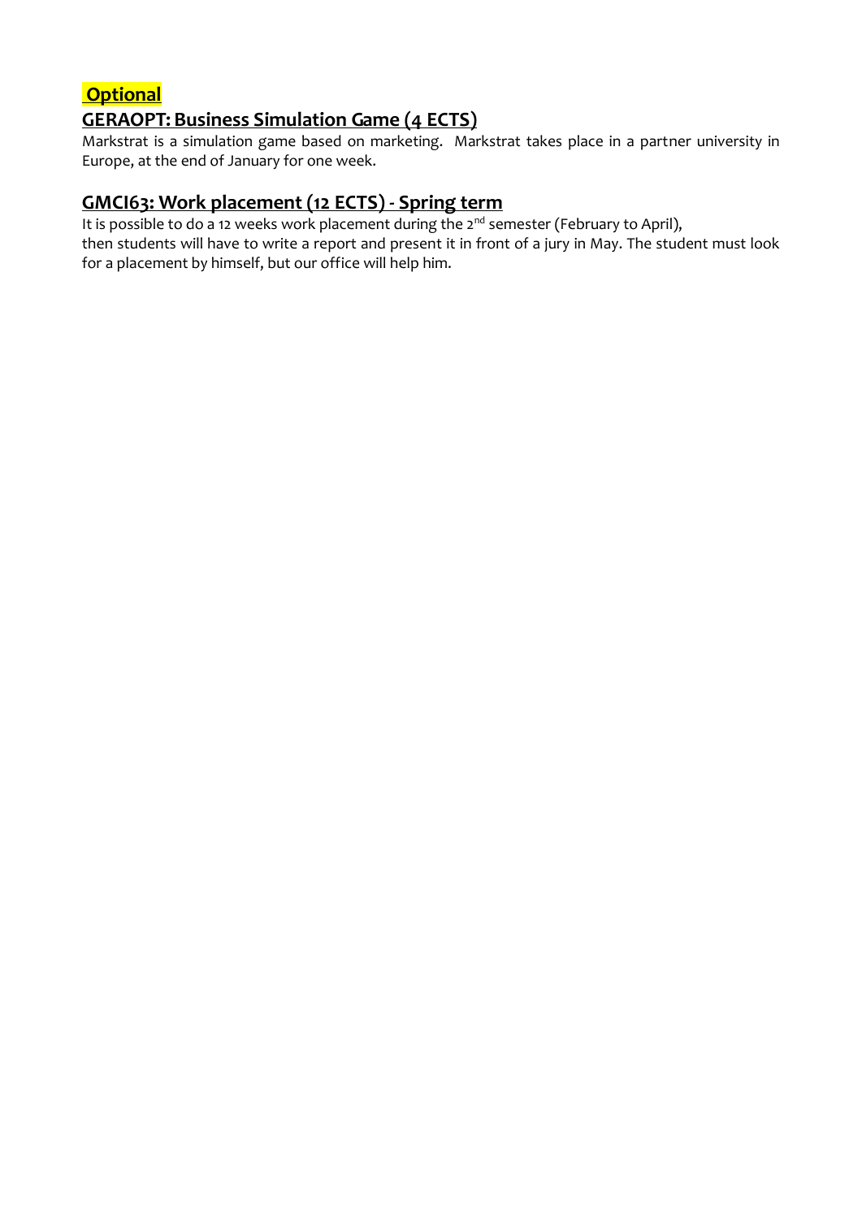## Optional

### GERAOPT: Business Simulation Game (4 ECTS)

Markstrat is a simulation game based on marketing. Markstrat takes place in a partner university in Europe, at the end of January for one week.

### GMCI63: Work placement (12 ECTS) - Spring term

It is possible to do a 12 weeks work placement during the 2nd semester (February to April), then students will have to write a report and present it in front of a jury in May. The student must look for a placement by himself, but our office will help him.